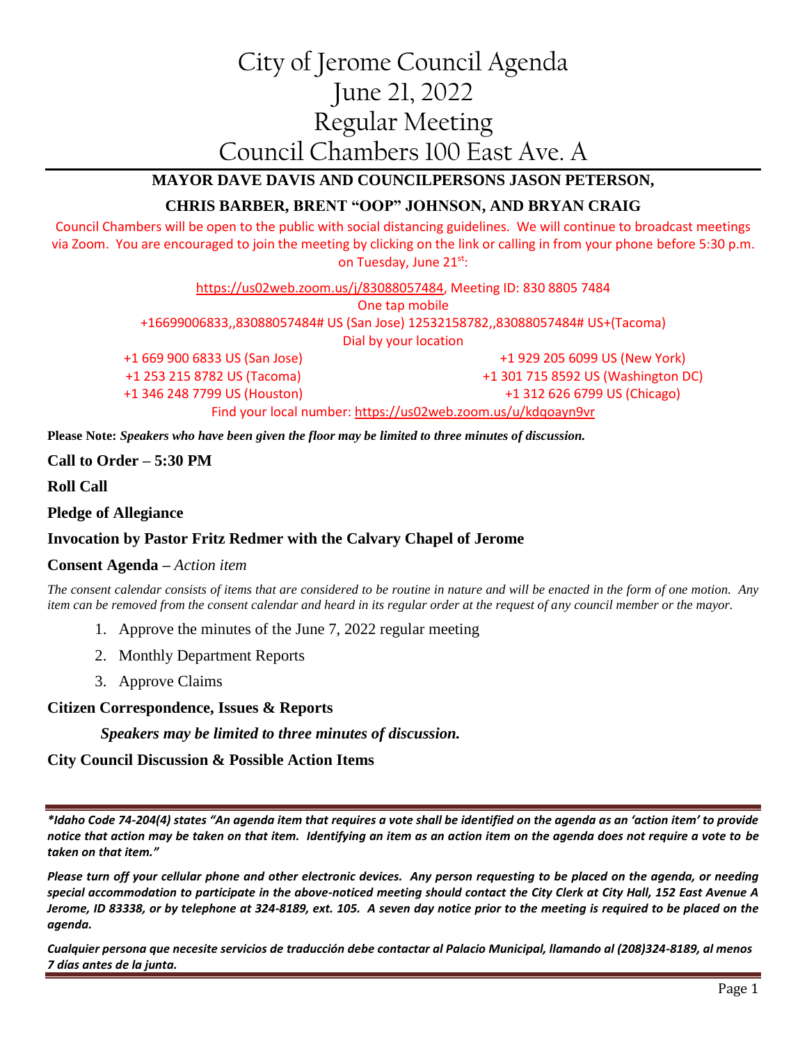# City of Jerome Council Agenda
# June 21, 2022
# Regular Meeting
# Council Chambers 100 East Ave. A

**MAYOR DAVE DAVIS AND COUNCILPERSONS JASON PETERSON,**

**CHRIS BARBER, BRENT "OOP" JOHNSON, AND BRYAN CRAIG**

Council Chambers will be open to the public with social distancing guidelines. We will continue to broadcast meetings via Zoom. You are encouraged to join the meeting by clicking on the link or calling in from your phone before 5:30 p.m. on Tuesday, June 21st:

https://us02web.zoom.us/j/83088057484, Meeting ID: 830 8805 7484

One tap mobile

+16699006833,,83088057484# US (San Jose) 12532158782,,83088057484# US+(Tacoma)

Dial by your location

+1 669 900 6833 US (San Jose)
+1 929 205 6099 US (New York)
+1 253 215 8782 US (Tacoma)
+1 301 715 8592 US (Washington DC)
+1 346 248 7799 US (Houston)
+1 312 626 6799 US (Chicago)

Find your local number: https://us02web.zoom.us/u/kdqoayn9vr

**Please Note:** ***Speakers who have been given the floor may be limited to three minutes of discussion.***

**Call to Order – 5:30 PM**

**Roll Call**

**Pledge of Allegiance**

**Invocation by Pastor Fritz Redmer with the Calvary Chapel of Jerome**

**Consent Agenda –** *Action item*

*The consent calendar consists of items that are considered to be routine in nature and will be enacted in the form of one motion. Any item can be removed from the consent calendar and heard in its regular order at the request of any council member or the mayor.*

1. Approve the minutes of the June 7, 2022 regular meeting
2. Monthly Department Reports
3. Approve Claims

**Citizen Correspondence, Issues & Reports**

***Speakers may be limited to three minutes of discussion.***

**City Council Discussion & Possible Action Items**

---

***\*Idaho Code 74-204(4) states "An agenda item that requires a vote shall be identified on the agenda as an 'action item' to provide notice that action may be taken on that item. Identifying an item as an action item on the agenda does not require a vote to be taken on that item."***

***Please turn off your cellular phone and other electronic devices. Any person requesting to be placed on the agenda, or needing special accommodation to participate in the above-noticed meeting should contact the City Clerk at City Hall, 152 East Avenue A Jerome, ID 83338, or by telephone at 324-8189, ext. 105. A seven day notice prior to the meeting is required to be placed on the agenda.***

***Cualquier persona que necesite servicios de traducción debe contactar al Palacio Municipal, llamando al (208)324-8189, al menos 7 días antes de la junta.***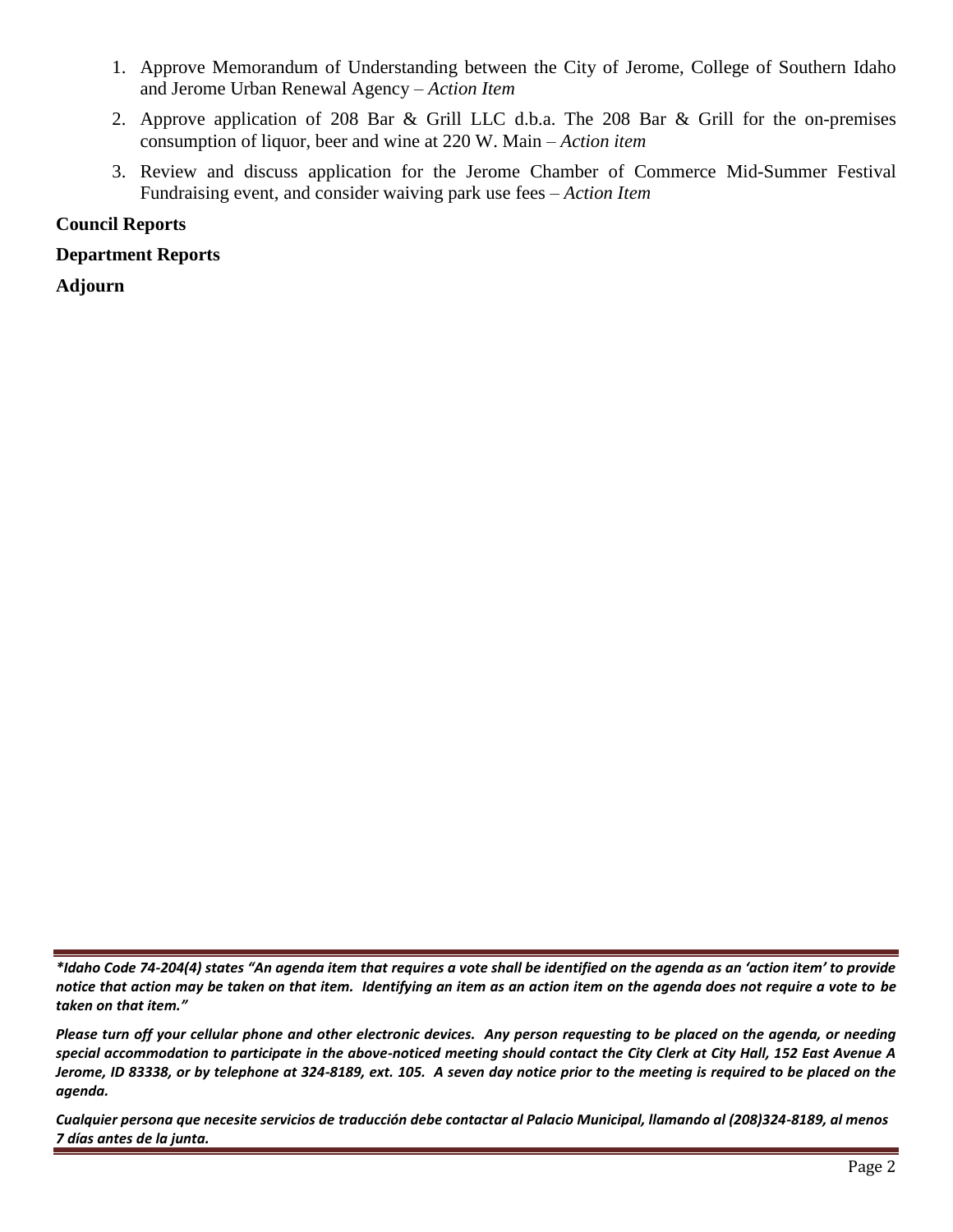1. Approve Memorandum of Understanding between the City of Jerome, College of Southern Idaho and Jerome Urban Renewal Agency – *Action Item*
2. Approve application of 208 Bar & Grill LLC d.b.a. The 208 Bar & Grill for the on-premises consumption of liquor, beer and wine at 220 W. Main – *Action item*
3. Review and discuss application for the Jerome Chamber of Commerce Mid-Summer Festival Fundraising event, and consider waiving park use fees – *Action Item*

**Council Reports**

**Department Reports**

**Adjourn**

---

***Idaho Code 74-204(4) states "An agenda item that requires a vote shall be identified on the agenda as an 'action item' to provide notice that action may be taken on that item. Identifying an item as an action item on the agenda does not require a vote to be taken on that item."***

***Please turn off your cellular phone and other electronic devices. Any person requesting to be placed on the agenda, or needing special accommodation to participate in the above-noticed meeting should contact the City Clerk at City Hall, 152 East Avenue A Jerome, ID 83338, or by telephone at 324-8189, ext. 105. A seven day notice prior to the meeting is required to be placed on the agenda.***

***Cualquier persona que necesite servicios de traducción debe contactar al Palacio Municipal, llamando al (208)324-8189, al menos 7 días antes de la junta.***